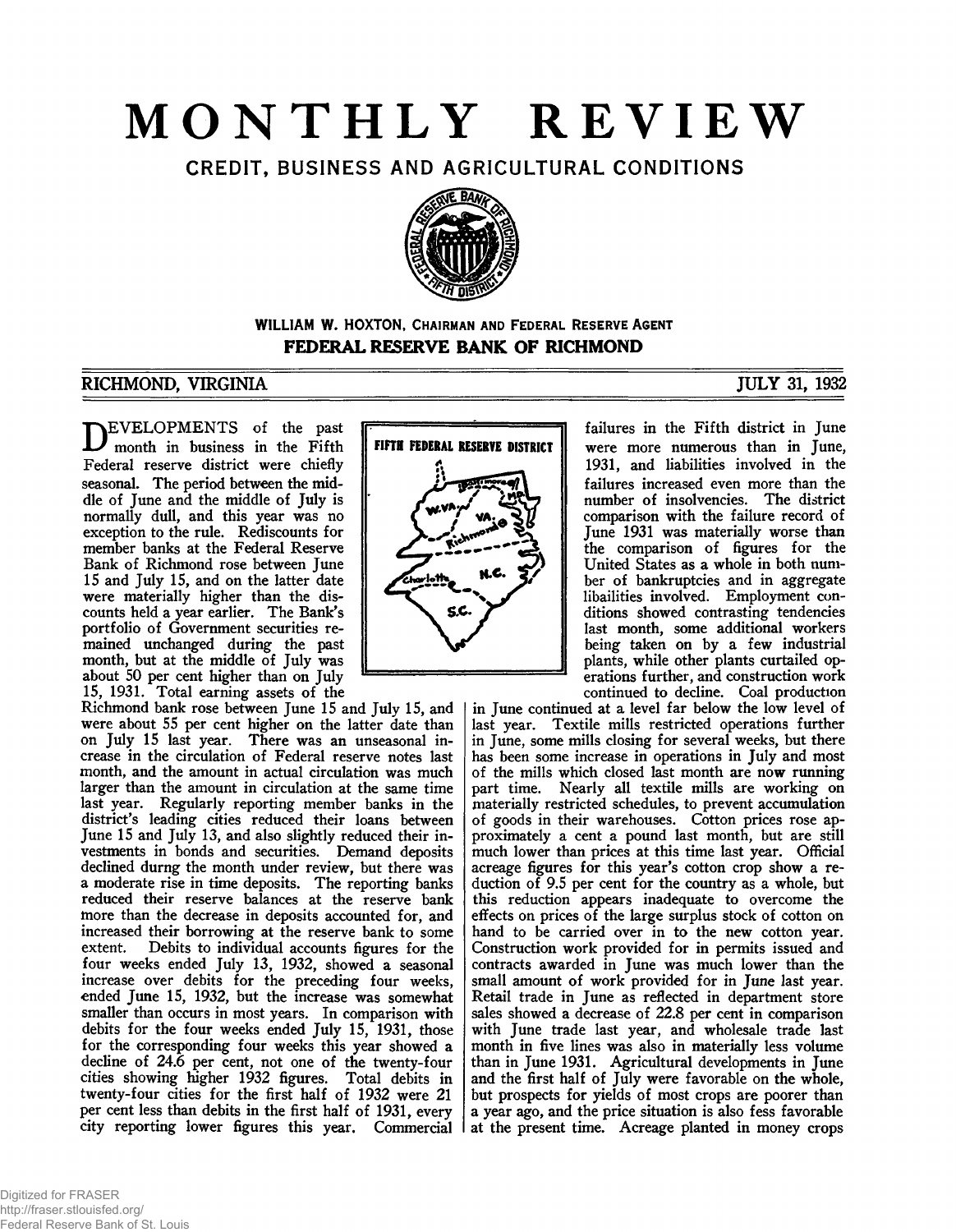# MONTHLY REVIEW

## CREDIT, BUSINESS AND AGRICULTURAL CONDITIONS

**WILLIAM W. HOXTON, CHAIRMAN AND FEDERAL RESERVE AGENT**

**FEDERAL RESERVE BANK OF RICHMOND**

RICHMOND, VIRGINIA JULY 31, 1932

DEVELOPMENTS of the past month in business in the Fifth Federal reserve district were chiefly seasonal. The period between the middle of June and the middle of July is normally dull, and this year was no exception to the rule. Rediscounts for member banks at the Federal Reserve Bank of Richmond rose between June 15 and July 15, and on the latter date were materially higher than the discounts held a year earlier. The Bank's portfolio of Government securities remained unchanged during the past month, but at the middle of July was about 50 per cent higher than on July 15, 1931. Total earning assets of the Richmond bank rose between June 15 and July 15, and were about 55 per cent higher on the latter date than on July 15 last year. There was an unseasonal increase in the circulation of Federal reserve notes last month, and the amount in actual circulation was much larger than the amount in circulation at the same time last year. Regularly reporting member banks in the district's leading cities reduced their loans between June 15 and July 13, and also slightly reduced their investments in bonds and securities. Demand deposits declined durng the month under review, but there was a moderate rise in time deposits. The reporting banks reduced their reserve balances at the reserve bank more than the decrease in deposits accounted for, and increased their borrowing at the reserve bank to some extent. Debits to individual accounts figures for the four weeks ended July 13, 1932, showed a seasonal increase over debits for the preceding four weeks, ended June 15, 1932, but the increase was somewhat smaller than occurs in most years. In comparison with debits for the four weeks ended July 15, 1931, those for the corresponding four weeks this year showed a decline of 24.6 per cent, not one of the twenty-four cities showing higher 1932 figures. Total debits in twenty-four cities for the first half of 1932 were 21 per cent less than debits in the first half of 1931, every city reporting lower figures this year. Commercial failures in the Fifth district in June were more numerous than in June, 1931, and liabilities involved in the failures increased even more than the number of insolvencies. The district comparison with the failure record of June 1931 was materially worse than the comparison of figures for the United States as a whole in both number of bankruptcies and in aggregate libailities involved. Employment conditions showed contrasting tendencies last month, some additional workers being taken on by a few industrial plants, while other plants curtailed operations further, and construction work continued to decline. Coal production in June continued at a level far below the low level of last year. Textile mills restricted operations further in June, some mills closing for several weeks, but there has been some increase in operations in July and most of the mills which closed last month are now running part time. Nearly all textile mills are working on materially restricted schedules, to prevent accumulation of goods in their warehouses. Cotton prices rose approximately a cent a pound last month, but are still much lower than prices at this time last year. Official acreage figures for this year's cotton crop show a reduction of 9.5 per cent for the country as a whole, but this reduction appears inadequate to overcome the effects on prices of the large surplus stock of cotton on hand to be carried over in to the new cotton year. Construction work provided for in permits issued and contracts awarded in June was much lower than the small amount of work provided for in June last year. Retail trade in June as reflected in department store sales showed a decrease of 22.8 per cent in comparison with June trade last year, and wholesale trade last month in five lines was also in materially less volume than in June 1931. Agricultural developments in June and the first half of July were favorable on the whole, but prospects for yields of most crops are poorer than a year ago, and the price situation is also fess favorable at the present time. Acreage planted in money crops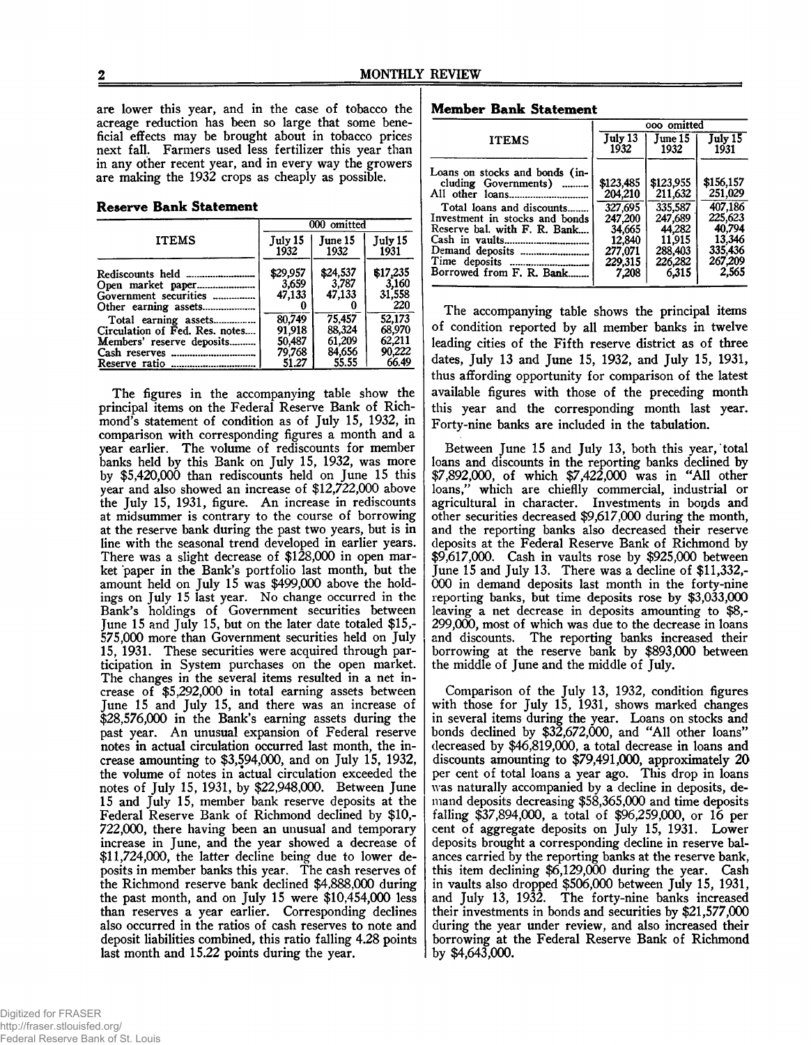are lower this year, and in the case of tobacco the acreage reduction has been so large that some beneficial effects may be brought about in tobacco prices next fall. Farmers used less fertilizer this year than in any other recent year, and in every way the growers are making the 1932 crops as cheaply as possible.

### Reserve Bank Statement

| ITEMS | 000 omitted | | |
|---|---|---|---|
| | July 15 1932 | June 15 1932 | July 15 1931 |
| Rediscounts held | $29,957 | $24,537 | $17,235 |
| Open market paper | 3,659 | 3,787 | 3,160 |
| Government securities | 47,133 | 47,133 | 31,558 |
| Other earning assets | 0 | 0 | 220 |
| Total earning assets | 80,749 | 75,457 | 52,173 |
| Circulation of Fed. Res. notes | 91,918 | 88,324 | 68,970 |
| Members' reserve deposits | 50,487 | 61,209 | 62,211 |
| Cash reserves | 79,768 | 84,656 | 90,222 |
| Reserve ratio | 51.27 | 55.55 | 66.49 |

The figures in the accompanying table show the principal items on the Federal Reserve Bank of Richmond's statement of condition as of July 15, 1932, in comparison with corresponding figures a month and a year earlier. The volume of rediscounts for member banks held by this Bank on July 15, 1932, was more by $5,420,000 than rediscounts held on June 15 this year and also showed an increase of $12,722,000 above the July 15, 1931, figure. An increase in rediscounts at midsummer is contrary to the course of borrowing at the reserve bank during the past two years, but is in line with the seasonal trend developed in earlier years. There was a slight decrease of $128,000 in open market paper in the Bank's portfolio last month, but the amount held on July 15 was $499,000 above the holdings on July 15 last year. No change occurred in the Bank's holdings of Government securities between June 15 and July 15, but on the later date totaled $15,575,000 more than Government securities held on July 15, 1931. These securities were acquired through participation in System purchases on the open market. The changes in the several items resulted in a net increase of $5,292,000 in total earning assets between June 15 and July 15, and there was an increase of $28,576,000 in the Bank's earning assets during the past year. An unusual expansion of Federal reserve notes in actual circulation occurred last month, the increase amounting to $3,594,000, and on July 15, 1932, the volume of notes in actual circulation exceeded the notes of July 15, 1931, by $22,948,000. Between June 15 and July 15, member bank reserve deposits at the Federal Reserve Bank of Richmond declined by $10,722,000, there having been an unusual and temporary increase in June, and the year showed a decrease of $11,724,000, the latter decline being due to lower deposits in member banks this year. The cash reserves of the Richmond reserve bank declined $4,888,000 during the past month, and on July 15 were $10,454,000 less than reserves a year earlier. Corresponding declines also occurred in the ratios of cash reserves to note and deposit liabilities combined, this ratio falling 4.28 points last month and 15.22 points during the year.

### Member Bank Statement

| ITEMS | 000 omitted | | |
|---|---|---|---|
| | July 13 1932 | June 15 1932 | July 15 1931 |
| Loans on stocks and bonds (including Governments) | $123,485 | $123,955 | $156,157 |
| All other loans | 204,210 | 211,632 | 251,029 |
| Total loans and discounts | 327,695 | 335,587 | 407,186 |
| Investment in stocks and bonds | 247,200 | 247,689 | 225,623 |
| Reserve bal. with F. R. Bank | 34,665 | 44,282 | 40,794 |
| Cash in vaults | 12,840 | 11,915 | 13,346 |
| Demand deposits | 277,071 | 288,403 | 335,436 |
| Time deposits | 229,315 | 226,282 | 267,209 |
| Borrowed from F. R. Bank | 7,208 | 6,315 | 2,565 |

The accompanying table shows the principal items of condition reported by all member banks in twelve leading cities of the Fifth reserve district as of three dates, July 13 and June 15, 1932, and July 15, 1931, thus affording opportunity for comparison of the latest available figures with those of the preceding month this year and the corresponding month last year. Forty-nine banks are included in the tabulation.

Between June 15 and July 13, both this year, total loans and discounts in the reporting banks declined by $7,892,000, of which $7,422,000 was in "All other loans," which are chiefly commercial, industrial or agricultural in character. Investments in bonds and other securities decreased $9,617,000 during the month, and the reporting banks also decreased their reserve deposits at the Federal Reserve Bank of Richmond by $9,617,000. Cash in vaults rose by $925,000 between June 15 and July 13. There was a decline of $11,332,000 in demand deposits last month in the forty-nine reporting banks, but time deposits rose by $3,033,000 leaving a net decrease in deposits amounting to $8,299,000, most of which was due to the decrease in loans and discounts. The reporting banks increased their borrowing at the reserve bank by $893,000 between the middle of June and the middle of July.

Comparison of the July 13, 1932, condition figures with those for July 15, 1931, shows marked changes in several items during the year. Loans on stocks and bonds declined by $32,672,000, and "All other loans" decreased by $46,819,000, a total decrease in loans and discounts amounting to $79,491,000, approximately 20 per cent of total loans a year ago. This drop in loans was naturally accompanied by a decline in deposits, demand deposits decreasing $58,365,000 and time deposits falling $37,894,000, a total of $96,259,000, or 16 per cent of aggregate deposits on July 15, 1931. Lower deposits brought a corresponding decline in reserve balances carried by the reporting banks at the reserve bank, this item declining $6,129,000 during the year. Cash in vaults also dropped $506,000 between July 15, 1931, and July 13, 1932. The forty-nine banks increased their investments in bonds and securities by $21,577,000 during the year under review, and also increased their borrowing at the Federal Reserve Bank of Richmond by $4,643,000.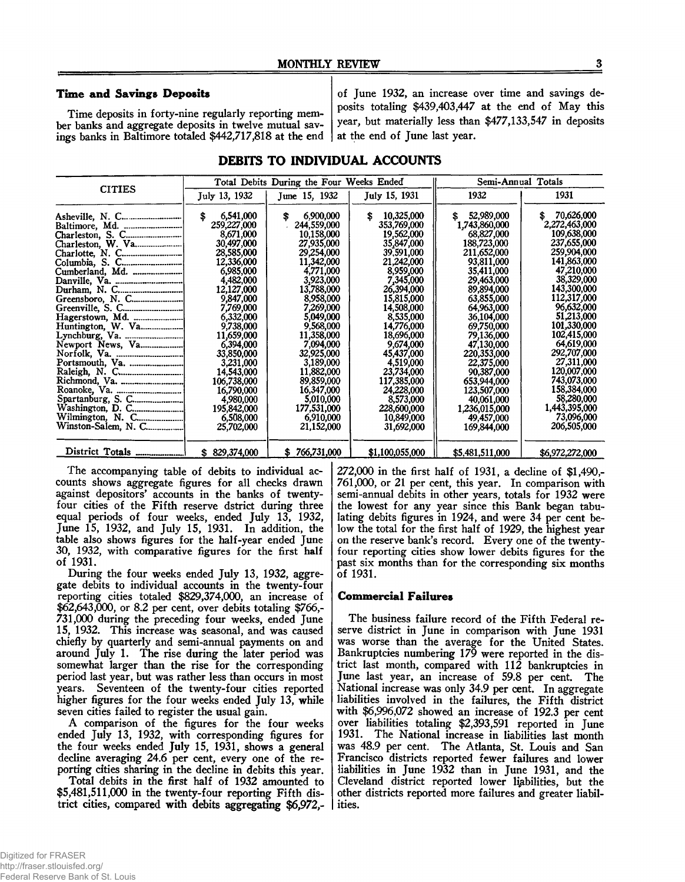### Time and Savings Deposits

Time deposits in forty-nine regularly reporting member banks and aggregate deposits in twelve mutual savings banks in Baltimore totaled $442,717,818 at the end of June 1932, an increase over time and savings deposits totaling $439,403,447 at the end of May this year, but materially less than $477,133,547 in deposits at the end of June last year.

## DEBITS TO INDIVIDUAL ACCOUNTS

| CITIES | Total Debits During the Four Weeks Ended | | | Semi-Annual Totals | |
|---|---|---|---|---|---|
| | July 13, 1932 | June 15, 1932 | July 15, 1931 | 1932 | 1931 |
| Asheville, N. C. | $ 6,541,000 | $ 6,900,000 | $ 10,325,000 | $ 52,989,000 | $ 70,626,000 |
| Baltimore, Md. | 259,227,000 | 244,559,000 | 353,769,000 | 1,743,860,000 | 2,272,463,000 |
| Charleston, S. C. | 8,671,000 | 10,158,000 | 19,562,000 | 68,827,000 | 109,638,000 |
| Charleston, W. Va. | 30,497,000 | 27,935,000 | 35,847,000 | 188,723,000 | 237,655,000 |
| Charlotte, N. C. | 28,585,000 | 29,254,000 | 39,591,000 | 211,652,000 | 259,904,000 |
| Columbia, S. C. | 12,336,000 | 11,342,000 | 21,242,000 | 93,811,000 | 141,863,000 |
| Cumberland, Md. | 6,985,000 | 4,771,000 | 8,959,000 | 35,411,000 | 47,210,000 |
| Danville, Va. | 4,482,000 | 3,923,000 | 7,345,000 | 29,463,000 | 38,329,000 |
| Durham, N. C. | 12,127,000 | 13,788,000 | 26,394,000 | 89,894,000 | 143,300,000 |
| Greensboro, N. C. | 9,847,000 | 8,958,000 | 15,815,000 | 63,855,000 | 112,317,000 |
| Greenville, S. C. | 7,769,000 | 7,269,000 | 14,508,000 | 64,963,000 | 96,632,000 |
| Hagerstown, Md. | 6,332,000 | 5,049,000 | 8,535,000 | 36,104,000 | 51,213,000 |
| Huntington, W. Va. | 9,738,000 | 9,568,000 | 14,776,000 | 69,750,000 | 101,330,000 |
| Lynchburg, Va. | 11,659,000 | 11,358,000 | 18,696,000 | 79,136,000 | 102,415,000 |
| Newport News, Va. | 6,394,000 | 7,094,000 | 9,674,000 | 47,130,000 | 64,619,000 |
| Norfolk, Va. | 33,850,000 | 32,925,000 | 45,437,000 | 220,353,000 | 292,707,000 |
| Portsmouth, Va. | 3,231,000 | 3,189,000 | 4,519,000 | 22,375,000 | 27,311,000 |
| Raleigh, N. C. | 14,543,000 | 11,882,000 | 23,734,000 | 90,387,000 | 120,007,000 |
| Richmond, Va. | 106,738,000 | 89,859,000 | 117,385,000 | 653,944,000 | 743,073,000 |
| Roanoke, Va. | 16,790,000 | 16,347,000 | 24,228,000 | 123,507,000 | 158,384,000 |
| Spartanburg, S. C. | 4,980,000 | 5,010,000 | 8,573,000 | 40,061,000 | 58,280,000 |
| Washington, D. C. | 195,842,000 | 177,531,000 | 228,600,000 | 1,236,015,000 | 1,443,395,000 |
| Wilmington, N. C. | 6,508,000 | 6,910,000 | 10,849,000 | 49,457,000 | 73,096,000 |
| Winston-Salem, N. C. | 25,702,000 | 21,152,000 | 31,692,000 | 169,844,000 | 206,505,000 |
| District Totals | $ 829,374,000 | $ 766,731,000 | $1,100,055,000 | $5,481,511,000 | $6,972,272,000 |

The accompanying table of debits to individual accounts shows aggregate figures for all checks drawn against depositors' accounts in the banks of twenty-four cities of the Fifth reserve dstrict during three equal periods of four weeks, ended July 13, 1932, June 15, 1932, and July 15, 1931. In addition, the table also shows figures for the half-year ended June 30, 1932, with comparative figures for the first half of 1931.

During the four weeks ended July 13, 1932, aggregate debits to individual accounts in the twenty-four reporting cities totaled $829,374,000, an increase of $62,643,000, or 8.2 per cent, over debits totaling $766,731,000 during the preceding four weeks, ended June 15, 1932. This increase was seasonal, and was caused chiefly by quarterly and semi-annual payments on and around July 1. The rise during the later period was somewhat larger than the rise for the corresponding period last year, but was rather less than occurs in most years. Seventeen of the twenty-four cities reported higher figures for the four weeks ended July 13, while seven cities failed to register the usual gain.

A comparison of the figures for the four weeks ended July 13, 1932, with corresponding figures for the four weeks ended July 15, 1931, shows a general decline averaging 24.6 per cent, every one of the reporting cities sharing in the decline in debits this year.

Total debits in the first half of 1932 amounted to $5,481,511,000 in the twenty-four reporting Fifth district cities, compared with debits aggregating $6,972,272,000 in the first half of 1931, a decline of $1,490,761,000, or 21 per cent, this year. In comparison with semi-annual debits in other years, totals for 1932 were the lowest for any year since this Bank began tabulating debits figures in 1924, and were 34 per cent below the total for the first half of 1929, the highest year on the reserve bank's record. Every one of the twenty-four reporting cities show lower debits figures for the past six months than for the corresponding six months of 1931.

### Commercial Failures

The business failure record of the Fifth Federal reserve district in June in comparison with June 1931 was worse than the average for the United States. Bankruptcies numbering 179 were reported in the district last month, compared with 112 bankruptcies in June last year, an increase of 59.8 per cent. The National increase was only 34.9 per cent. In aggregate liabilities involved in the failures, the Fifth district with $6,996,072 showed an increase of 192.3 per cent over liabilities totaling $2,393,591 reported in June 1931. The National increase in liabilities last month was 48.9 per cent. The Atlanta, St. Louis and San Francisco districts reported fewer failures and lower liabilities in June 1932 than in June 1931, and the Cleveland district reported lower liabilities, but the other districts reported more failures and greater liabilities.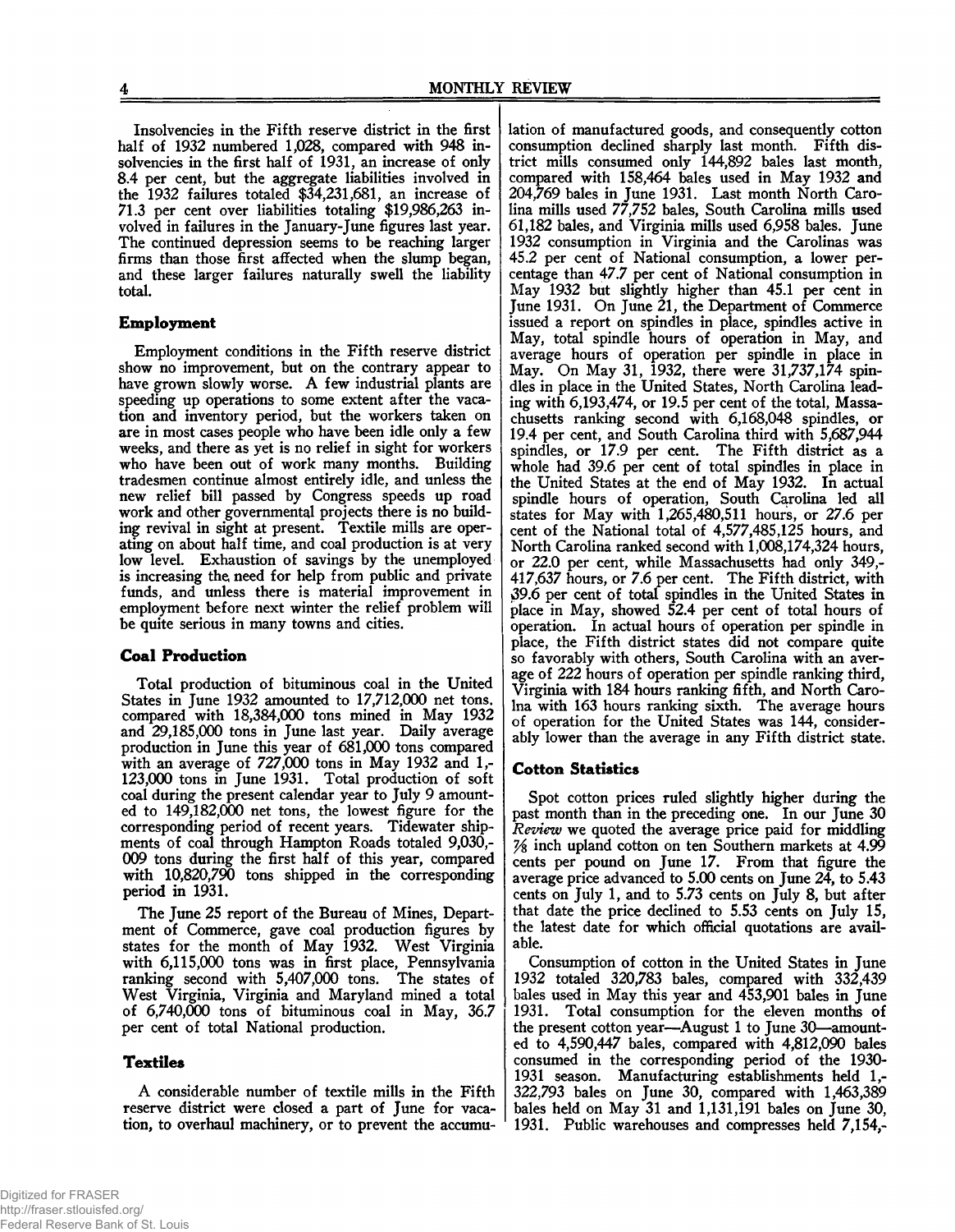Insolvencies in the Fifth reserve district in the first half of 1932 numbered 1,028, compared with 948 insolvencies in the first half of 1931, an increase of only 8.4 per cent, but the aggregate liabilities involved in the 1932 failures totaled $34,231,681, an increase of 71.3 per cent over liabilities totaling $19,986,263 involved in failures in the January-June figures last year. The continued depression seems to be reaching larger firms than those first affected when the slump began, and these larger failures naturally swell the liability total.

## Employment

Employment conditions in the Fifth reserve district show no improvement, but on the contrary appear to have grown slowly worse. A few industrial plants are speeding up operations to some extent after the vacation and inventory period, but the workers taken on are in most cases people who have been idle only a few weeks, and there as yet is no relief in sight for workers who have been out of work many months. Building tradesmen continue almost entirely idle, and unless the new relief bill passed by Congress speeds up road work and other governmental projects there is no building revival in sight at present. Textile mills are operating on about half time, and coal production is at very low level. Exhaustion of savings by the unemployed is increasing the need for help from public and private funds, and unless there is material improvement in employment before next winter the relief problem will be quite serious in many towns and cities.

## Coal Production

Total production of bituminous coal in the United States in June 1932 amounted to 17,712,000 net tons, compared with 18,384,000 tons mined in May 1932 and 29,185,000 tons in June last year. Daily average production in June this year of 681,000 tons compared with an average of 727,000 tons in May 1932 and 1,123,000 tons in June 1931. Total production of soft coal during the present calendar year to July 9 amounted to 149,182,000 net tons, the lowest figure for the corresponding period of recent years. Tidewater shipments of coal through Hampton Roads totaled 9,030,009 tons during the first half of this year, compared with 10,820,790 tons shipped in the corresponding period in 1931.

The June 25 report of the Bureau of Mines, Department of Commerce, gave coal production figures by states for the month of May 1932. West Virginia with 6,115,000 tons was in first place, Pennsylvania ranking second with 5,407,000 tons. The states of West Virginia, Virginia and Maryland mined a total of 6,740,000 tons of bituminous coal in May, 36.7 per cent of total National production.

## Textiles

A considerable number of textile mills in the Fifth reserve district were closed a part of June for vacation, to overhaul machinery, or to prevent the accumulation of manufactured goods, and consequently cotton consumption declined sharply last month. Fifth district mills consumed only 144,892 bales last month, compared with 158,464 bales used in May 1932 and 204,769 bales in June 1931. Last month North Carolina mills used 77,752 bales, South Carolina mills used 61,182 bales, and Virginia mills used 6,958 bales. June 1932 consumption in Virginia and the Carolinas was 45.2 per cent of National consumption, a lower percentage than 47.7 per cent of National consumption in May 1932 but slightly higher than 45.1 per cent in June 1931. On June 21, the Department of Commerce issued a report on spindles in place, spindles active in May, total spindle hours of operation in May, and average hours of operation per spindle in place in May. On May 31, 1932, there were 31,737,174 spindles in place in the United States, North Carolina leading with 6,193,474, or 19.5 per cent of the total, Massachusetts ranking second with 6,168,048 spindles, or 19.4 per cent, and South Carolina third with 5,687,944 spindles, or 17.9 per cent. The Fifth district as a whole had 39.6 per cent of total spindles in place in the United States at the end of May 1932. In actual spindle hours of operation, South Carolina led all states for May with 1,265,480,511 hours, or 27.6 per cent of the National total of 4,577,485,125 hours, and North Carolina ranked second with 1,008,174,324 hours, or 22.0 per cent, while Massachusetts had only 349,417,637 hours, or 7.6 per cent. The Fifth district, with 39.6 per cent of total spindles in the United States in place in May, showed 52.4 per cent of total hours of operation. In actual hours of operation per spindle in place, the Fifth district states did not compare quite so favorably with others, South Carolina with an average of 222 hours of operation per spindle ranking third, Virginia with 184 hours ranking fifth, and North Carolina with 163 hours ranking sixth. The average hours of operation for the United States was 144, considerably lower than the average in any Fifth district state.

## Cotton Statistics

Spot cotton prices ruled slightly higher during the past month than in the preceding one. In our June 30 *Review* we quoted the average price paid for middling 7/8 inch upland cotton on ten Southern markets at 4.99 cents per pound on June 17. From that figure the average price advanced to 5.00 cents on June 24, to 5.43 cents on July 1, and to 5.73 cents on July 8, but after that date the price declined to 5.53 cents on July 15, the latest date for which official quotations are available.

Consumption of cotton in the United States in June 1932 totaled 320,783 bales, compared with 332,439 bales used in May this year and 453,901 bales in June 1931. Total consumption for the eleven months of the present cotton year—August 1 to June 30—amounted to 4,590,447 bales, compared with 4,812,090 bales consumed in the corresponding period of the 1930-1931 season. Manufacturing establishments held 1,322,793 bales on June 30, compared with 1,463,389 bales held on May 31 and 1,131,191 bales on June 30, 1931. Public warehouses and compresses held 7,154,-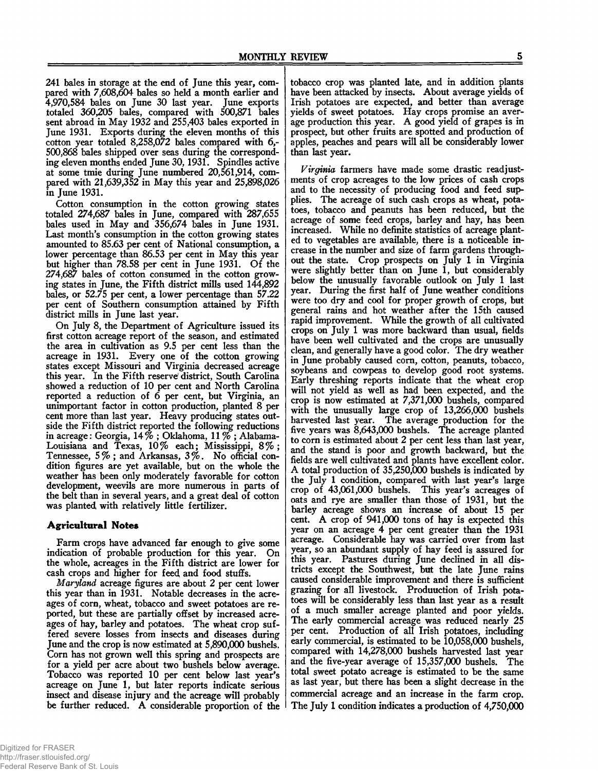241 bales in storage at the end of June this year, compared with 7,608,604 bales so held a month earlier and 4,970,584 bales on June 30 last year. June exports totaled 360,205 bales, compared with 500,871 bales sent abroad in May 1932 and 255,403 bales exported in June 1931. Exports during the eleven months of this cotton year totaled 8,258,072 bales compared with 6,500,868 bales shipped over seas during the corresponding eleven months ended June 30, 1931. Spindles active at some tmie during June numbered 20,561,914, compared with 21,639,352 in May this year and 25,898,026 in June 1931.

Cotton consumption in the cotton growing states totaled 274,687 bales in June, compared with 287,655 bales used in May and 356,674 bales in June 1931. Last month's consumption in the cotton growing states amounted to 85.63 per cent of National consumption, a lower percentage than 86.53 per cent in May this year but higher than 78.58 per cent in June 1931. Of the 274,687 bales of cotton consumed in the cotton growing states in June, the Fifth district mills used 144,892 bales, or 52.75 per cent, a lower percentage than 57.22 per cent of Southern consumption attained by Fifth district mills in June last year.

On July 8, the Department of Agriculture issued its first cotton acreage report of the season, and estimated the area in cultivation as 9.5 per cent less than the acreage in 1931. Every one of the cotton growing states except Missouri and Virginia decreased acreage this year. In the Fifth reserve district, South Carolina showed a reduction of 10 per cent and North Carolina reported a reduction of 6 per cent, but Virginia, an unimportant factor in cotton production, planted 8 per cent more than last year. Heavy producing states outside the Fifth district reported the following reductions in acreage: Georgia, 14%; Oklahoma, 11%; Alabama-Louisiana and Texas, 10% each; Mississippi, 8%; Tennessee, 5%; and Arkansas, 3%. No official condition figures are yet available, but on the whole the weather has been only moderately favorable for cotton development, weevils are more numerous in parts of the belt than in several years, and a great deal of cotton was planted with relatively little fertilizer.

## Agricultural Notes

Farm crops have advanced far enough to give some indication of probable production for this year. On the whole, acreages in the Fifth district are lower for cash crops and higher for feed and food stuffs.

*Maryland* acreage figures are about 2 per cent lower this year than in 1931. Notable decreases in the acreages of corn, wheat, tobacco and sweet potatoes are reported, but these are partially offset by increased acreages of hay, barley and potatoes. The wheat crop suffered severe losses from insects and diseases during June and the crop is now estimated at 5,890,000 bushels. Corn has not grown well this spring and prospects are for a yield per acre about two bushels below average. Tobacco was reported 10 per cent below last year's acreage on June 1, but later reports indicate serious insect and disease injury and the acreage will probably be further reduced. A considerable proportion of the tobacco crop was planted late, and in addition plants have been attacked by insects. About average yields of Irish potatoes are expected, and better than average yields of sweet potatoes. Hay crops promise an average production this year. A good yield of grapes is in prospect, but other fruits are spotted and production of apples, peaches and pears will all be considerably lower than last year.

*Virginia* farmers have made some drastic readjustments of crop acreages to the low prices of cash crops and to the necessity of producing food and feed supplies. The acreage of such cash crops as wheat, potatoes, tobacco and peanuts has been reduced, but the acreage of some feed crops, barley and hay, has been increased. While no definite statistics of acreage planted to vegetables are available, there is a noticeable increase in the number and size of farm gardens throughout the state. Crop prospects on July 1 in Virginia were slightly better than on June 1, but considerably below the unusually favorable outlook on July 1 last year. During the first half of June weather conditions were too dry and cool for proper growth of crops, but general rains and hot weather after the 15th caused rapid improvement. While the growth of all cultivated crops on July 1 was more backward than usual, fields have been well cultivated and the crops are unusually clean, and generally have a good color. The dry weather in June probably caused corn, cotton, peanuts, tobacco, soybeans and cowpeas to develop good root systems. Early threshing reports indicate that the wheat crop will not yield as well as had been expected, and the crop is now estimated at 7,371,000 bushels, compared with the unusually large crop of 13,266,000 bushels harvested last year. The average production for the five years was 8,643,000 bushels. The acreage planted to corn is estimated about 2 per cent less than last year, and the stand is poor and growth backward, but the fields are well cultivated and plants have excellent color. A total production of 35,250,000 bushels is indicated by the July 1 condition, compared with last year's large crop of 43,061,000 bushels. This year's acreages of oats and rye are smaller than those of 1931, but the barley acreage shows an increase of about 15 per cent. A crop of 941,000 tons of hay is expected this year on an acreage 4 per cent greater than the 1931 acreage. Considerable hay was carried over from last year, so an abundant supply of hay feed is assured for this year. Pastures during June declined in all districts except the Southwest, but the late June rains caused considerable improvement and there is sufficient grazing for all livestock. Produuction of Irish potatoes will be considerably less than last year as a result of a much smaller acreage planted and poor yields. The early commercial acreage was reduced nearly 25 per cent. Production of all Irish potatoes, including early commercial, is estimated to be 10,058,000 bushels, compared with 14,278,000 bushels harvested last year and the five-year average of 15,357,000 bushels. The total sweet potato acreage is estimated to be the same as last year, but there has been a slight decrease in the commercial acreage and an increase in the farm crop. The July 1 condition indicates a production of 4,750,000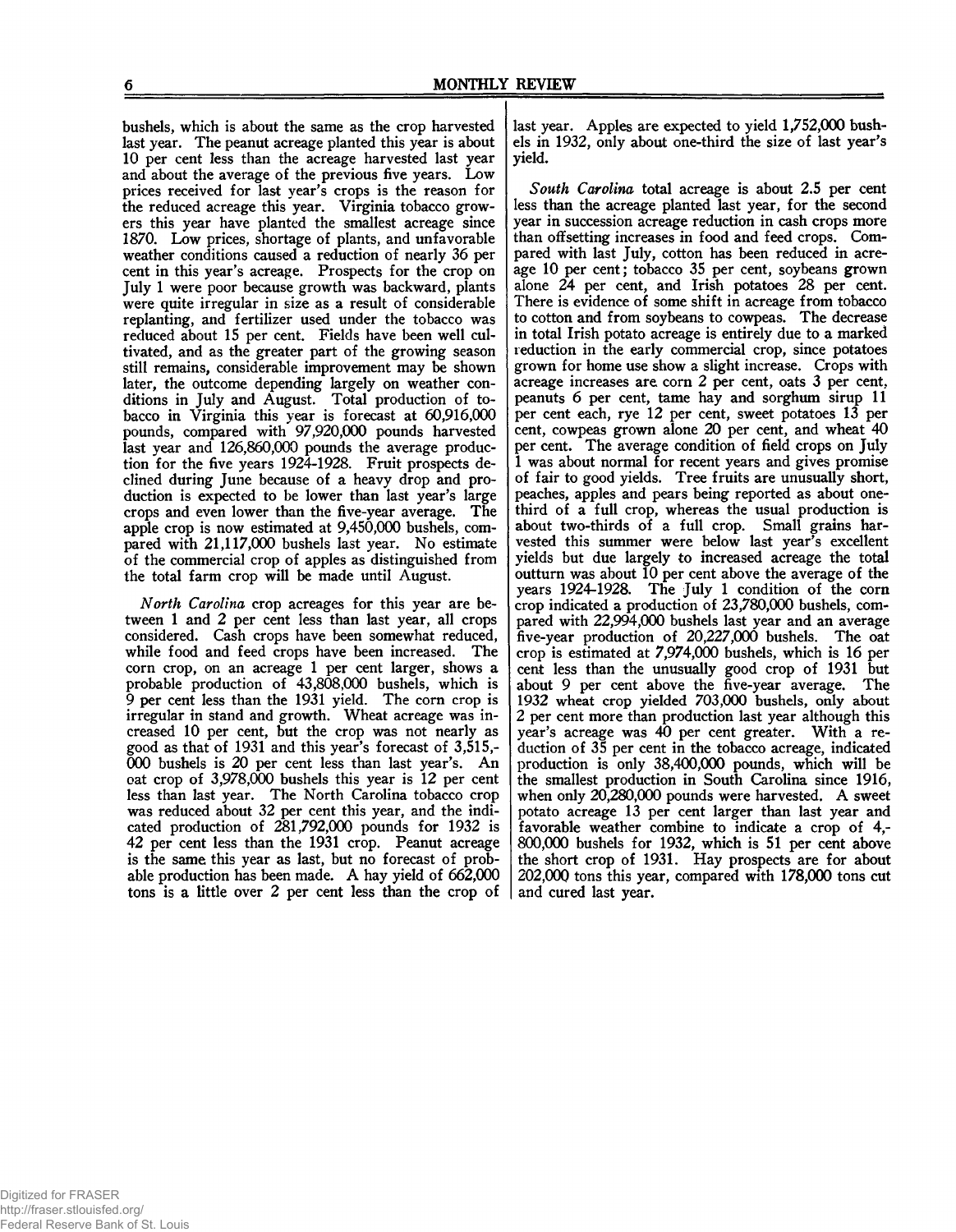bushels, which is about the same as the crop harvested last year. The peanut acreage planted this year is about 10 per cent less than the acreage harvested last year and about the average of the previous five years. Low prices received for last year's crops is the reason for the reduced acreage this year. Virginia tobacco growers this year have planted the smallest acreage since 1870. Low prices, shortage of plants, and unfavorable weather conditions caused a reduction of nearly 36 per cent in this year's acreage. Prospects for the crop on July 1 were poor because growth was backward, plants were quite irregular in size as a result of considerable replanting, and fertilizer used under the tobacco was reduced about 15 per cent. Fields have been well cultivated, and as the greater part of the growing season still remains, considerable improvement may be shown later, the outcome depending largely on weather conditions in July and August. Total production of tobacco in Virginia this year is forecast at 60,916,000 pounds, compared with 97,920,000 pounds harvested last year and 126,860,000 pounds the average production for the five years 1924-1928. Fruit prospects declined during June because of a heavy drop and production is expected to be lower than last year's large crops and even lower than the five-year average. The apple crop is now estimated at 9,450,000 bushels, compared with 21,117,000 bushels last year. No estimate of the commercial crop of apples as distinguished from the total farm crop will be made until August.

*North Carolina* crop acreages for this year are between 1 and 2 per cent less than last year, all crops considered. Cash crops have been somewhat reduced, while food and feed crops have been increased. The corn crop, on an acreage 1 per cent larger, shows a probable production of 43,808,000 bushels, which is 9 per cent less than the 1931 yield. The corn crop is irregular in stand and growth. Wheat acreage was increased 10 per cent, but the crop was not nearly as good as that of 1931 and this year's forecast of 3,515,000 bushels is 20 per cent less than last year's. An oat crop of 3,978,000 bushels this year is 12 per cent less than last year. The North Carolina tobacco crop was reduced about 32 per cent this year, and the indicated production of 281,792,000 pounds for 1932 is 42 per cent less than the 1931 crop. Peanut acreage is the same this year as last, but no forecast of probable production has been made. A hay yield of 662,000 tons is a little over 2 per cent less than the crop of last year. Apples are expected to yield 1,752,000 bushels in 1932, only about one-third the size of last year's yield.

*South Carolina* total acreage is about 2.5 per cent less than the acreage planted last year, for the second year in succession acreage reduction in cash crops more than offsetting increases in food and feed crops. Compared with last July, cotton has been reduced in acreage 10 per cent; tobacco 35 per cent, soybeans grown alone 24 per cent, and Irish potatoes 28 per cent. There is evidence of some shift in acreage from tobacco to cotton and from soybeans to cowpeas. The decrease in total Irish potato acreage is entirely due to a marked reduction in the early commercial crop, since potatoes grown for home use show a slight increase. Crops with acreage increases are corn 2 per cent, oats 3 per cent, peanuts 6 per cent, tame hay and sorghum sirup 11 per cent each, rye 12 per cent, sweet potatoes 13 per cent, cowpeas grown alone 20 per cent, and wheat 40 per cent. The average condition of field crops on July 1 was about normal for recent years and gives promise of fair to good yields. Tree fruits are unusually short, peaches, apples and pears being reported as about one-third of a full crop, whereas the usual production is about two-thirds of a full crop. Small grains harvested this summer were below last year's excellent yields but due largely to increased acreage the total outturn was about 10 per cent above the average of the years 1924-1928. The July 1 condition of the corn crop indicated a production of 23,780,000 bushels, compared with 22,994,000 bushels last year and an average five-year production of 20,227,000 bushels. The oat crop is estimated at 7,974,000 bushels, which is 16 per cent less than the unusually good crop of 1931 but about 9 per cent above the five-year average. The 1932 wheat crop yielded 703,000 bushels, only about 2 per cent more than production last year although this year's acreage was 40 per cent greater. With a reduction of 35 per cent in the tobacco acreage, indicated production is only 38,400,000 pounds, which will be the smallest production in South Carolina since 1916, when only 20,280,000 pounds were harvested. A sweet potato acreage 13 per cent larger than last year and favorable weather combine to indicate a crop of 4,800,000 bushels for 1932, which is 51 per cent above the short crop of 1931. Hay prospects are for about 202,000 tons this year, compared with 178,000 tons cut and cured last year.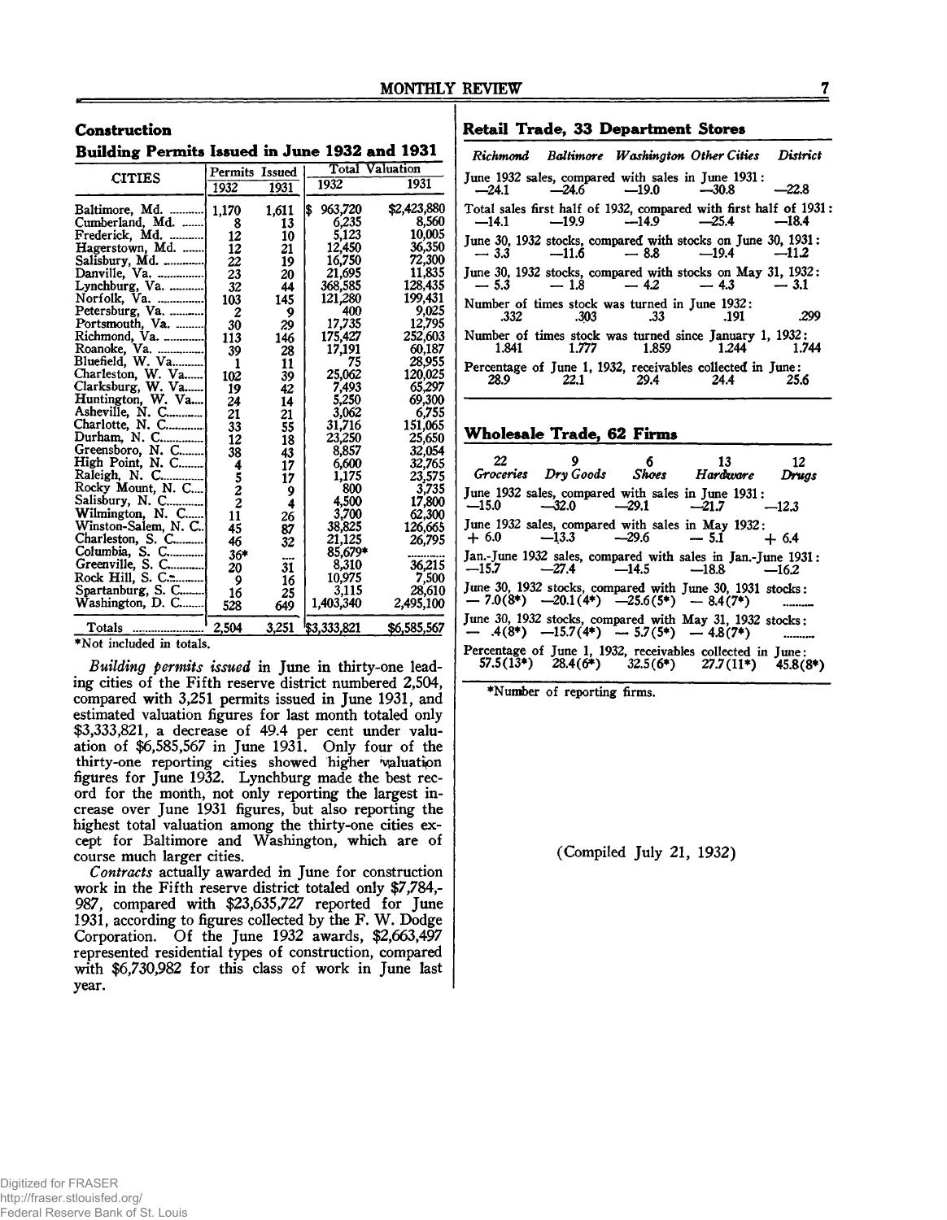## Construction

### Building Permits Issued in June 1932 and 1931

| CITIES | Permits Issued | | Total Valuation | |
|---|---|---|---|---|
| | 1932 | 1931 | 1932 | 1931 |
| Baltimore, Md. | 1,170 | 1,611 | $ 963,720 | $2,423,880 |
| Cumberland, Md. | 8 | 13 | 6,235 | 8,560 |
| Frederick, Md. | 12 | 10 | 5,123 | 10,005 |
| Hagerstown, Md. | 12 | 21 | 12,450 | 36,350 |
| Salisbury, Md. | 22 | 19 | 16,750 | 72,300 |
| Danville, Va. | 23 | 20 | 21,695 | 11,835 |
| Lynchburg, Va. | 32 | 44 | 368,585 | 128,435 |
| Norfolk, Va. | 103 | 145 | 121,280 | 199,431 |
| Petersburg, Va. | 2 | 9 | 400 | 9,025 |
| Portsmouth, Va. | 30 | 29 | 17,735 | 12,795 |
| Richmond, Va. | 113 | 146 | 175,427 | 252,603 |
| Roanoke, Va. | 39 | 28 | 17,191 | 60,187 |
| Bluefield, W. Va. | 1 | 11 | 75 | 28,955 |
| Charleston, W. Va. | 102 | 39 | 25,062 | 120,025 |
| Clarksburg, W. Va. | 19 | 42 | 7,493 | 65,297 |
| Huntington, W. Va. | 24 | 14 | 5,250 | 69,300 |
| Asheville, N. C. | 21 | 21 | 3,062 | 6,755 |
| Charlotte, N. C. | 33 | 55 | 31,716 | 151,065 |
| Durham, N. C. | 12 | 18 | 23,250 | 25,650 |
| Greensboro, N. C. | 38 | 43 | 8,857 | 32,054 |
| High Point, N. C. | 4 | 17 | 6,600 | 32,765 |
| Raleigh, N. C. | 5 | 17 | 1,175 | 23,575 |
| Rocky Mount, N. C. | 2 | 9 | 800 | 3,735 |
| Salisbury, N. C. | 2 | 4 | 4,500 | 17,800 |
| Wilmington, N. C. | 11 | 26 | 3,700 | 62,300 |
| Winston-Salem, N. C. | 45 | 87 | 38,825 | 126,665 |
| Charleston, S. C. | 46 | 32 | 21,125 | 26,795 |
| Columbia, S. C. | 36* | .... | 85,679* | ........ |
| Greenville, S. C. | 20 | 31 | 8,310 | 36,215 |
| Rock Hill, S. C. | 9 | 16 | 10,975 | 7,500 |
| Spartanburg, S. C. | 16 | 25 | 3,115 | 28,610 |
| Washington, D. C. | 528 | 649 | 1,403,340 | 2,495,100 |
| Totals | 2,504 | 3,251 | $3,333,821 | $6,585,567 |

*Not included in totals.

*Building permits issued* in June in thirty-one leading cities of the Fifth reserve district numbered 2,504, compared with 3,251 permits issued in June 1931, and estimated valuation figures for last month totaled only $3,333,821, a decrease of 49.4 per cent under valuation of $6,585,567 in June 1931. Only four of the thirty-one reporting cities showed higher valuation figures for June 1932. Lynchburg made the best record for the month, not only reporting the largest increase over June 1931 figures, but also reporting the highest total valuation among the thirty-one cities except for Baltimore and Washington, which are of course much larger cities.

*Contracts* actually awarded in June for construction work in the Fifth reserve district totaled only $7,784,987, compared with $23,635,727 reported for June 1931, according to figures collected by the F. W. Dodge Corporation. Of the June 1932 awards, $2,663,497 represented residential types of construction, compared with $6,730,982 for this class of work in June last year.

## Retail Trade, 33 Department Stores

| *Richmond* | *Baltimore* | *Washington* | *Other Cities* | *District* |
|---|---|---|---|---|
| June 1932 sales, compared with sales in June 1931: | | | | |
| —24.1 | —24.6 | —19.0 | —30.8 | —22.8 |
| Total sales first half of 1932, compared with first half of 1931: | | | | |
| —14.1 | —19.9 | —14.9 | —25.4 | —18.4 |
| June 30, 1932 stocks, compared with stocks on June 30, 1931: | | | | |
| — 3.3 | —11.6 | — 8.8 | —19.4 | —11.2 |
| June 30, 1932 stocks, compared with stocks on May 31, 1932: | | | | |
| — 5.3 | — 1.8 | — 4.2 | — 4.3 | — 3.1 |
| Number of times stock was turned in June 1932: | | | | |
| .332 | .303 | .33 | .191 | .299 |
| Number of times stock was turned since January 1, 1932: | | | | |
| 1.841 | 1.777 | 1.859 | 1.244 | 1.744 |
| Percentage of June 1, 1932, receivables collected in June: | | | | |
| 28.9 | 22.1 | 29.4 | 24.4 | 25.6 |

## Wholesale Trade, 62 Firms

| 22 *Groceries* | 9 *Dry Goods* | 6 *Shoes* | 13 *Hardware* | 12 *Drugs* |
|---|---|---|---|---|
| June 1932 sales, compared with sales in June 1931: | | | | |
| —15.0 | —32.0 | —29.1 | —21.7 | —12.3 |
| June 1932 sales, compared with sales in May 1932: | | | | |
| + 6.0 | —13.3 | —29.6 | — 5.1 | + 6.4 |
| Jan.-June 1932 sales, compared with sales in Jan.-June 1931: | | | | |
| —15.7 | —27.4 | —14.5 | —18.8 | —16.2 |
| June 30, 1932 stocks, compared with June 30, 1931 stocks: | | | | |
| — 7.0(8*) | —20.1(4*) | —25.6(5*) | — 8.4(7*) | ........ |
| June 30, 1932 stocks, compared with May 31, 1932 stocks: | | | | |
| — .4(8*) | —15.7(4*) | — 5.7(5*) | — 4.8(7*) | ........ |
| Percentage of June 1, 1932, receivables collected in June: | | | | |
| 57.5(13*) | 28.4(6*) | 32.5(6*) | 27.7(11*) | 45.8(8*) |

*Number of reporting firms.

(Compiled July 21, 1932)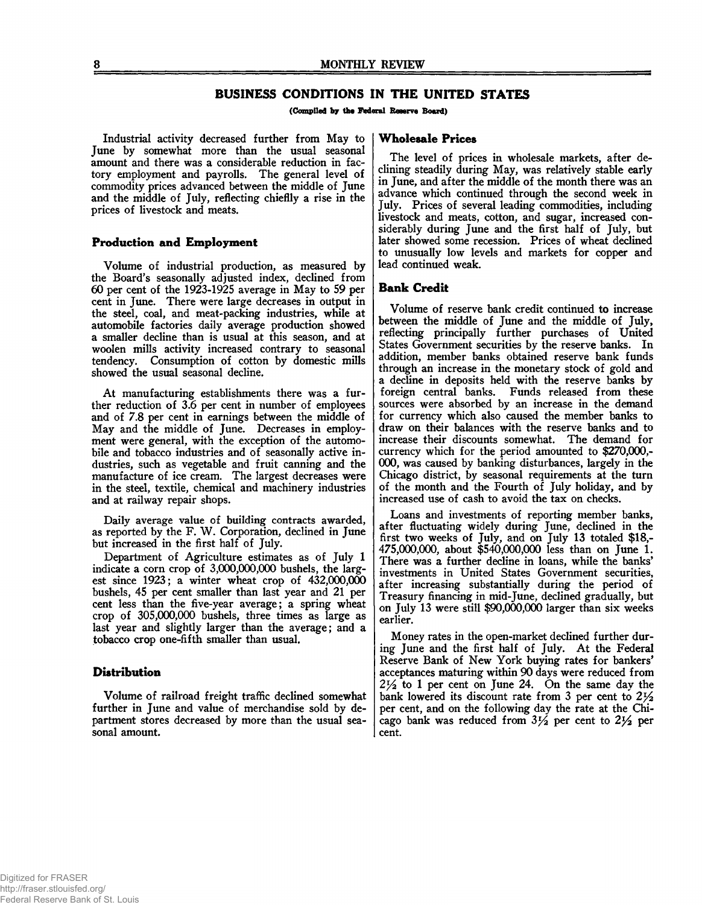## BUSINESS CONDITIONS IN THE UNITED STATES

**(Compiled by the Federal Reserve Board)**

Industrial activity decreased further from May to June by somewhat more than the usual seasonal amount and there was a considerable reduction in factory employment and payrolls. The general level of commodity prices advanced between the middle of June and the middle of July, reflecting chiefly a rise in the prices of livestock and meats.

### Production and Employment

Volume of industrial production, as measured by the Board's seasonally adjusted index, declined from 60 per cent of the 1923-1925 average in May to 59 per cent in June. There were large decreases in output in the steel, coal, and meat-packing industries, while at automobile factories daily average production showed a smaller decline than is usual at this season, and at woolen mills activity increased contrary to seasonal tendency. Consumption of cotton by domestic mills showed the usual seasonal decline.

At manufacturing establishments there was a further reduction of 3.6 per cent in number of employees and of 7.8 per cent in earnings between the middle of May and the middle of June. Decreases in employment were general, with the exception of the automobile and tobacco industries and of seasonally active industries, such as vegetable and fruit canning and the manufacture of ice cream. The largest decreases were in the steel, textile, chemical and machinery industries and at railway repair shops.

Daily average value of building contracts awarded, as reported by the F. W. Corporation, declined in June but increased in the first half of July.

Department of Agriculture estimates as of July 1 indicate a corn crop of 3,000,000,000 bushels, the largest since 1923; a winter wheat crop of 432,000,000 bushels, 45 per cent smaller than last year and 21 per cent less than the five-year average; a spring wheat crop of 305,000,000 bushels, three times as large as last year and slightly larger than the average; and a tobacco crop one-fifth smaller than usual.

### Distribution

Volume of railroad freight traffic declined somewhat further in June and value of merchandise sold by department stores decreased by more than the usual seasonal amount.

### Wholesale Prices

The level of prices in wholesale markets, after declining steadily during May, was relatively stable early in June, and after the middle of the month there was an advance which continued through the second week in July. Prices of several leading commodities, including livestock and meats, cotton, and sugar, increased considerably during June and the first half of July, but later showed some recession. Prices of wheat declined to unusually low levels and markets for copper and lead continued weak.

### Bank Credit

Volume of reserve bank credit continued to increase between the middle of June and the middle of July, reflecting principally further purchases of United States Government securities by the reserve banks. In addition, member banks obtained reserve bank funds through an increase in the monetary stock of gold and a decline in deposits held with the reserve banks by foreign central banks. Funds released from these sources were absorbed by an increase in the demand for currency which also caused the member banks to draw on their balances with the reserve banks and to increase their discounts somewhat. The demand for currency which for the period amounted to $270,000,000, was caused by banking disturbances, largely in the Chicago district, by seasonal requirements at the turn of the month and the Fourth of July holiday, and by increased use of cash to avoid the tax on checks.

Loans and investments of reporting member banks, after fluctuating widely during June, declined in the first two weeks of July, and on July 13 totaled $18,475,000,000, about $540,000,000 less than on June 1. There was a further decline in loans, while the banks' investments in United States Government securities, after increasing substantially during the period of Treasury financing in mid-June, declined gradually, but on July 13 were still $90,000,000 larger than six weeks earlier.

Money rates in the open-market declined further during June and the first half of July. At the Federal Reserve Bank of New York buying rates for bankers' acceptances maturing within 90 days were reduced from 2½ to 1 per cent on June 24. On the same day the bank lowered its discount rate from 3 per cent to 2½ per cent, and on the following day the rate at the Chicago bank was reduced from 3½ per cent to 2½ per cent.